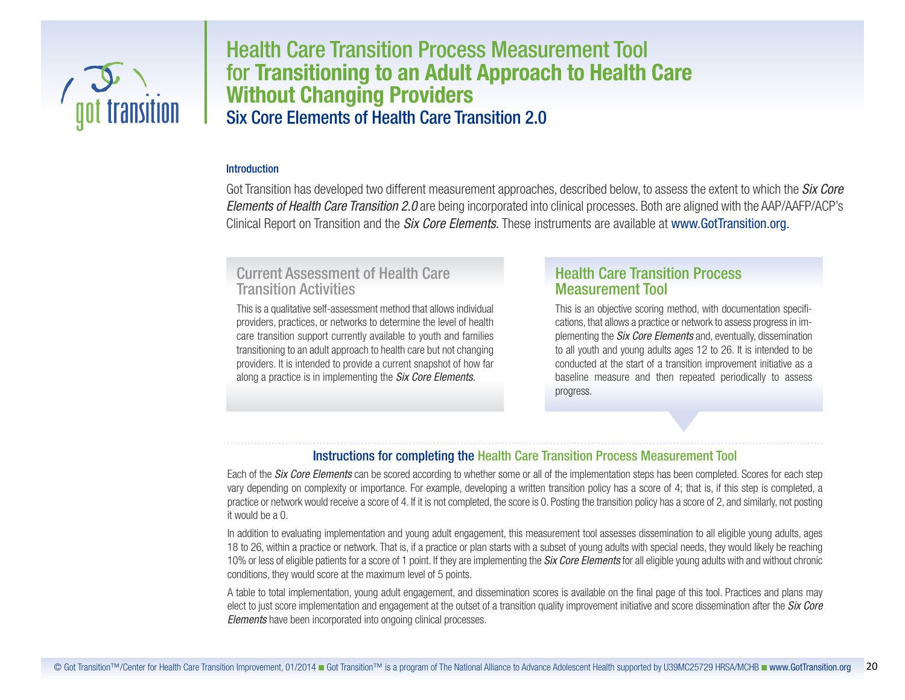# Health Care Transition Process Measurement Tool for Transitioning to an Adult Approach to Health Care Without Changing Providers

## Six Core Elements of Health Care Transition 2.0

### Introduction

Got Transition has developed two different measurement approaches, described below, to assess the extent to which the *Six Core Elements of Health Care Transition 2.0* are being incorporated into clinical processes. Both are aligned with the AAP/AAFP/ACP's Clinical Report on Transition and the *Six Core Elements.* These instruments are available at www.GotTransition.org.

#### Current Assessment of Health Care Transition Activities

This is a qualitative self-assessment method that allows individual providers, practices, or networks to determine the level of health care transition support currently available to youth and families transitioning to an adult approach to health care but not changing providers. It is intended to provide a current snapshot of how far along a practice is in implementing the *Six Core Elements.*

#### Health Care Transition Process Measurement Tool

This is an objective scoring method, with documentation specifications, that allows a practice or network to assess progress in implementing the *Six Core Elements* and, eventually, dissemination to all youth and young adults ages 12 to 26. It is intended to be conducted at the start of a transition improvement initiative as a baseline measure and then repeated periodically to assess progress.

### Instructions for completing the Health Care Transition Process Measurement Tool

Each of the *Six Core Elements* can be scored according to whether some or all of the implementation steps has been completed. Scores for each step vary depending on complexity or importance. For example, developing a written transition policy has a score of 4; that is, if this step is completed, a practice or network would receive a score of 4. If it is not completed, the score is 0. Posting the transition policy has a score of 2, and similarly, not posting it would be a 0.

In addition to evaluating implementation and young adult engagement, this measurement tool assesses dissemination to all eligible young adults, ages 18 to 26, within a practice or network. That is, if a practice or plan starts with a subset of young adults with special needs, they would likely be reaching 10% or less of eligible patients for a score of 1 point. If they are implementing the *Six Core Elements* for all eligible young adults with and without chronic conditions, they would score at the maximum level of 5 points.

A table to total implementation, young adult engagement, and dissemination scores is available on the final page of this tool. Practices and plans may elect to just score implementation and engagement at the outset of a transition quality improvement initiative and score dissemination after the *Six Core Elements* have been incorporated into ongoing clinical processes.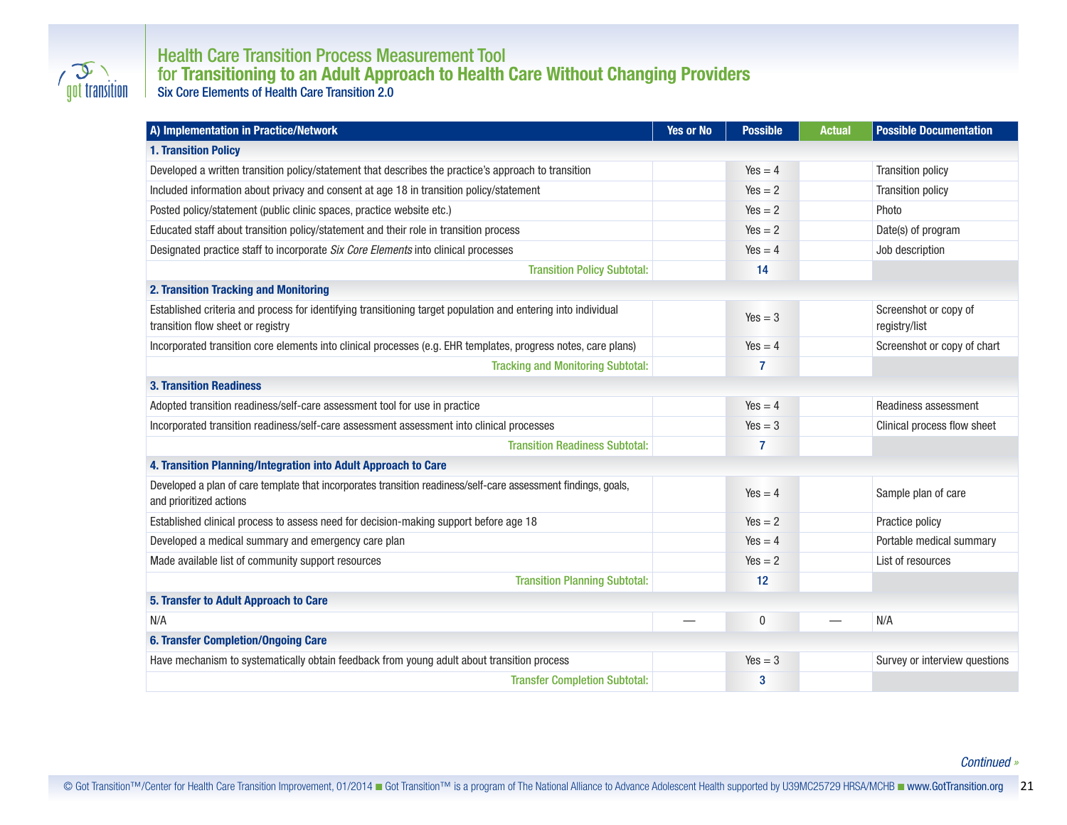# Health Care Transition Process Measurement Tool
## for Transitioning to an Adult Approach to Health Care Without Changing Providers
### Six Core Elements of Health Care Transition 2.0

| A) Implementation in Practice/Network | Yes or No | Possible | Actual | Possible Documentation |
|---|---|---|---|---|
| **1. Transition Policy** | | | | |
| Developed a written transition policy/statement that describes the practice's approach to transition | | Yes = 4 | | Transition policy |
| Included information about privacy and consent at age 18 in transition policy/statement | | Yes = 2 | | Transition policy |
| Posted policy/statement (public clinic spaces, practice website etc.) | | Yes = 2 | | Photo |
| Educated staff about transition policy/statement and their role in transition process | | Yes = 2 | | Date(s) of program |
| Designated practice staff to incorporate *Six Core Elements* into clinical processes | | Yes = 4 | | Job description |
| Transition Policy Subtotal: | | 14 | | |
| **2. Transition Tracking and Monitoring** | | | | |
| Established criteria and process for identifying transitioning target population and entering into individual transition flow sheet or registry | | Yes = 3 | | Screenshot or copy of registry/list |
| Incorporated transition core elements into clinical processes (e.g. EHR templates, progress notes, care plans) | | Yes = 4 | | Screenshot or copy of chart |
| Tracking and Monitoring Subtotal: | | 7 | | |
| **3. Transition Readiness** | | | | |
| Adopted transition readiness/self-care assessment tool for use in practice | | Yes = 4 | | Readiness assessment |
| Incorporated transition readiness/self-care assessment assessment into clinical processes | | Yes = 3 | | Clinical process flow sheet |
| Transition Readiness Subtotal: | | 7 | | |
| **4. Transition Planning/Integration into Adult Approach to Care** | | | | |
| Developed a plan of care template that incorporates transition readiness/self-care assessment findings, goals, and prioritized actions | | Yes = 4 | | Sample plan of care |
| Established clinical process to assess need for decision-making support before age 18 | | Yes = 2 | | Practice policy |
| Developed a medical summary and emergency care plan | | Yes = 4 | | Portable medical summary |
| Made available list of community support resources | | Yes = 2 | | List of resources |
| Transition Planning Subtotal: | | 12 | | |
| **5. Transfer to Adult Approach to Care** | | | | |
| N/A | — | 0 | — | N/A |
| **6. Transfer Completion/Ongoing Care** | | | | |
| Have mechanism to systematically obtain feedback from young adult about transition process | | Yes = 3 | | Survey or interview questions |
| Transfer Completion Subtotal: | | 3 | | |

*Continued »*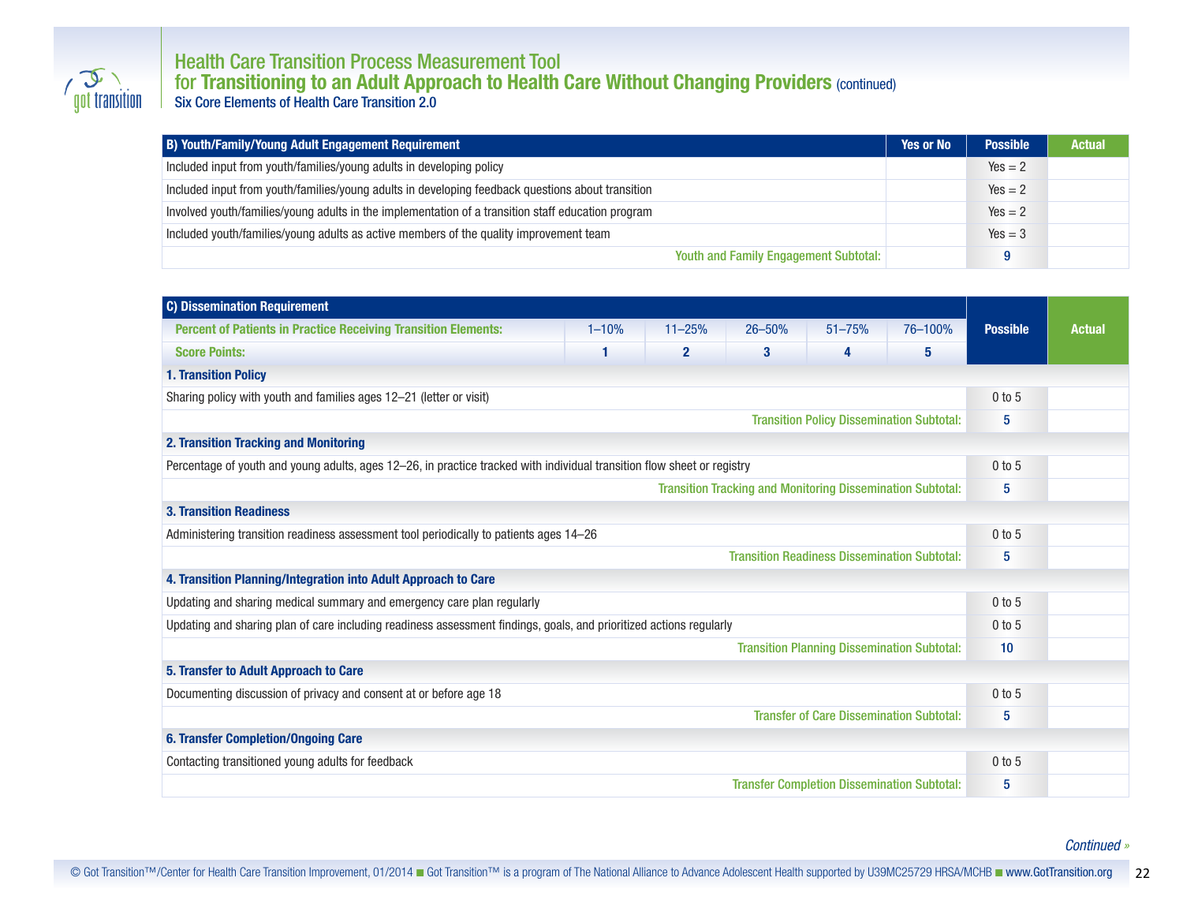# Health Care Transition Process Measurement Tool

## for Transitioning to an Adult Approach to Health Care Without Changing Providers (continued)

### Six Core Elements of Health Care Transition 2.0

| B) Youth/Family/Young Adult Engagement Requirement | Yes or No | Possible | Actual |
|---|---|---|---|
| Included input from youth/families/young adults in developing policy | | Yes = 2 | |
| Included input from youth/families/young adults in developing feedback questions about transition | | Yes = 2 | |
| Involved youth/families/young adults in the implementation of a transition staff education program | | Yes = 2 | |
| Included youth/families/young adults as active members of the quality improvement team | | Yes = 3 | |
| Youth and Family Engagement Subtotal: | | 9 | |

| C) Dissemination Requirement | | | | | | Possible | Actual |
|---|---|---|---|---|---|---|---|
| Percent of Patients in Practice Receiving Transition Elements: | 1–10% | 11–25% | 26–50% | 51–75% | 76–100% | | |
| Score Points: | 1 | 2 | 3 | 4 | 5 | | |
| **1. Transition Policy** | | | | | | | |
| Sharing policy with youth and families ages 12–21 (letter or visit) | | | | | | 0 to 5 | |
| Transition Policy Dissemination Subtotal: | | | | | | 5 | |
| **2. Transition Tracking and Monitoring** | | | | | | | |
| Percentage of youth and young adults, ages 12–26, in practice tracked with individual transition flow sheet or registry | | | | | | 0 to 5 | |
| Transition Tracking and Monitoring Dissemination Subtotal: | | | | | | 5 | |
| **3. Transition Readiness** | | | | | | | |
| Administering transition readiness assessment tool periodically to patients ages 14–26 | | | | | | 0 to 5 | |
| Transition Readiness Dissemination Subtotal: | | | | | | 5 | |
| **4. Transition Planning/Integration into Adult Approach to Care** | | | | | | | |
| Updating and sharing medical summary and emergency care plan regularly | | | | | | 0 to 5 | |
| Updating and sharing plan of care including readiness assessment findings, goals, and prioritized actions regularly | | | | | | 0 to 5 | |
| Transition Planning Dissemination Subtotal: | | | | | | 10 | |
| **5. Transfer to Adult Approach to Care** | | | | | | | |
| Documenting discussion of privacy and consent at or before age 18 | | | | | | 0 to 5 | |
| Transfer of Care Dissemination Subtotal: | | | | | | 5 | |
| **6. Transfer Completion/Ongoing Care** | | | | | | | |
| Contacting transitioned young adults for feedback | | | | | | 0 to 5 | |
| Transfer Completion Dissemination Subtotal: | | | | | | 5 | |

*Continued »*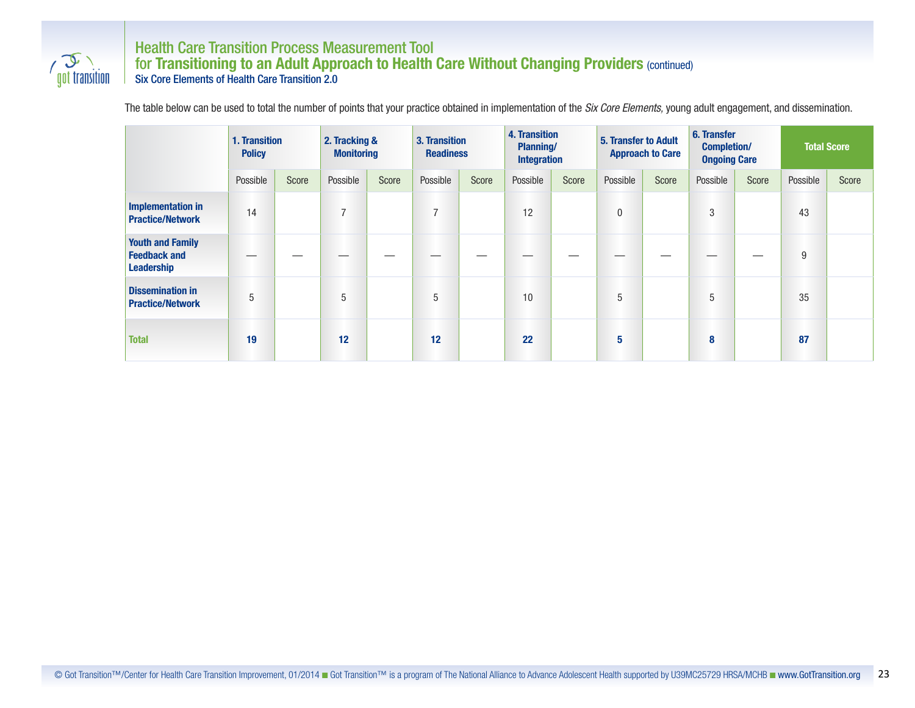# Health Care Transition Process Measurement Tool for Transitioning to an Adult Approach to Health Care Without Changing Providers (continued)

Six Core Elements of Health Care Transition 2.0

The table below can be used to total the number of points that your practice obtained in implementation of the *Six Core Elements*, young adult engagement, and dissemination.

| | 1. Transition Policy | | 2. Tracking & Monitoring | | 3. Transition Readiness | | 4. Transition Planning/ Integration | | 5. Transfer to Adult Approach to Care | | 6. Transfer Completion/ Ongoing Care | | Total Score | |
|---|---|---|---|---|---|---|---|---|---|---|---|---|---|---|
| | Possible | Score | Possible | Score | Possible | Score | Possible | Score | Possible | Score | Possible | Score | Possible | Score |
| **Implementation in Practice/Network** | 14 | | 7 | | 7 | | 12 | | 0 | | 3 | | 43 | |
| **Youth and Family Feedback and Leadership** | — | — | — | — | — | — | — | — | — | — | — | — | 9 | |
| **Dissemination in Practice/Network** | 5 | | 5 | | 5 | | 10 | | 5 | | 5 | | 35 | |
| **Total** | **19** | | **12** | | **12** | | **22** | | **5** | | **8** | | **87** | |